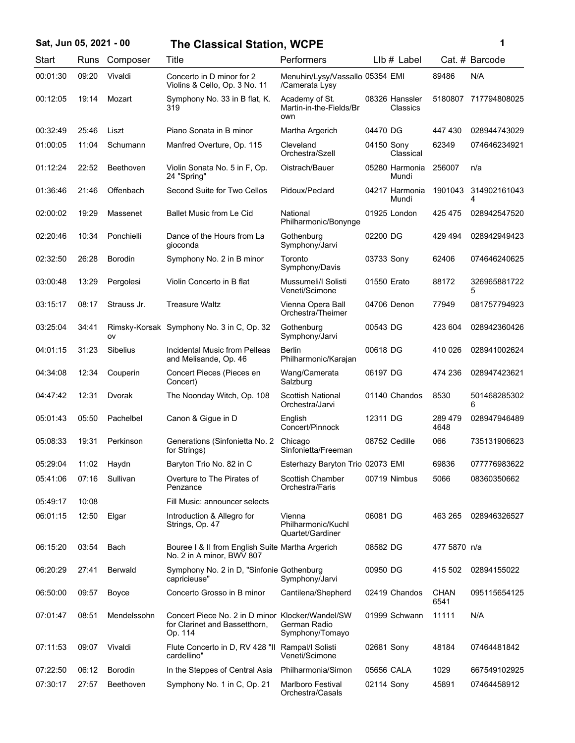# Sat, Jun 05, 2021 - 00

## The Classical Station, WCPE

| Start | Runs | Composer | Title | Performers | Llb # | Label | Cat. # | Barcode |
|---|---|---|---|---|---|---|---|---|
| 00:01:30 | 09:20 | Vivaldi | Concerto in D minor for 2 Violins & Cello, Op. 3 No. 11 | Menuhin/Lysy/Vassallo /Camerata Lysy | 05354 | EMI | 89486 | N/A |
| 00:12:05 | 19:14 | Mozart | Symphony No. 33 in B flat, K. 319 | Academy of St. Martin-in-the-Fields/Brown | 08326 | Hanssler Classics | 5180807 | 717794808025 |
| 00:32:49 | 25:46 | Liszt | Piano Sonata in B minor | Martha Argerich | 04470 | DG | 447 430 | 028944743029 |
| 01:00:05 | 11:04 | Schumann | Manfred Overture, Op. 115 | Cleveland Orchestra/Szell | 04150 | Sony Classical | 62349 | 074646234921 |
| 01:12:24 | 22:52 | Beethoven | Violin Sonata No. 5 in F, Op. 24 "Spring" | Oistrach/Bauer | 05280 | Harmonia Mundi | 256007 | n/a |
| 01:36:46 | 21:46 | Offenbach | Second Suite for Two Cellos | Pidoux/Peclard | 04217 | Harmonia Mundi | 1901043 | 3149021610434 |
| 02:00:02 | 19:29 | Massenet | Ballet Music from Le Cid | National Philharmonic/Bonynge | 01925 | London | 425 475 | 028942547520 |
| 02:20:46 | 10:34 | Ponchielli | Dance of the Hours from La gioconda | Gothenburg Symphony/Jarvi | 02200 | DG | 429 494 | 028942949423 |
| 02:32:50 | 26:28 | Borodin | Symphony No. 2 in B minor | Toronto Symphony/Davis | 03733 | Sony | 62406 | 074646240625 |
| 03:00:48 | 13:29 | Pergolesi | Violin Concerto in B flat | Mussumeli/I Solisti Veneti/Scimone | 01550 | Erato | 88172 | 3269658817225 |
| 03:15:17 | 08:17 | Strauss Jr. | Treasure Waltz | Vienna Opera Ball Orchestra/Theimer | 04706 | Denon | 77949 | 081757794923 |
| 03:25:04 | 34:41 | Rimsky-Korsakov | Symphony No. 3 in C, Op. 32 | Gothenburg Symphony/Jarvi | 00543 | DG | 423 604 | 028942360426 |
| 04:01:15 | 31:23 | Sibelius | Incidental Music from Pelleas and Melisande, Op. 46 | Berlin Philharmonic/Karajan | 00618 | DG | 410 026 | 028941002624 |
| 04:34:08 | 12:34 | Couperin | Concert Pieces (Pieces en Concert) | Wang/Camerata Salzburg | 06197 | DG | 474 236 | 028947423621 |
| 04:47:42 | 12:31 | Dvorak | The Noonday Witch, Op. 108 | Scottish National Orchestra/Jarvi | 01140 | Chandos | 8530 | 5014682853026 |
| 05:01:43 | 05:50 | Pachelbel | Canon & Gigue in D | English Concert/Pinnock | 12311 | DG | 289 479 4648 | 028947946489 |
| 05:08:33 | 19:31 | Perkinson | Generations (Sinfonietta No. 2 for Strings) | Chicago Sinfonietta/Freeman | 08752 | Cedille | 066 | 735131906623 |
| 05:29:04 | 11:02 | Haydn | Baryton Trio No. 82 in C | Esterhazy Baryton Trio | 02073 | EMI | 69836 | 077776983622 |
| 05:41:06 | 07:16 | Sullivan | Overture to The Pirates of Penzance | Scottish Chamber Orchestra/Faris | 00719 | Nimbus | 5066 | 08360350662 |
| 05:49:17 | 10:08 | | Fill Music: announcer selects | | | | | |
| 06:01:15 | 12:50 | Elgar | Introduction & Allegro for Strings, Op. 47 | Vienna Philharmonic/Kuchl Quartet/Gardiner | 06081 | DG | 463 265 | 028946326527 |
| 06:15:20 | 03:54 | Bach | Bouree I & II from English Suite No. 2 in A minor, BWV 807 | Martha Argerich | 08582 | DG | 477 5870 | n/a |
| 06:20:29 | 27:41 | Berwald | Symphony No. 2 in D, "Sinfonie capricieuse" | Gothenburg Symphony/Jarvi | 00950 | DG | 415 502 | 02894155022 |
| 06:50:00 | 09:57 | Boyce | Concerto Grosso in B minor | Cantilena/Shepherd | 02419 | Chandos | CHAN 6541 | 095115654125 |
| 07:01:47 | 08:51 | Mendelssohn | Concert Piece No. 2 in D minor for Clarinet and Bassetthorn, Op. 114 | Klocker/Wandel/SW German Radio Symphony/Tomayo | 01999 | Schwann | 11111 | N/A |
| 07:11:53 | 09:07 | Vivaldi | Flute Concerto in D, RV 428 "Il cardellino" | Rampal/I Solisti Veneti/Scimone | 02681 | Sony | 48184 | 07464481842 |
| 07:22:50 | 06:12 | Borodin | In the Steppes of Central Asia | Philharmonia/Simon | 05656 | CALA | 1029 | 667549102925 |
| 07:30:17 | 27:57 | Beethoven | Symphony No. 1 in C, Op. 21 | Marlboro Festival Orchestra/Casals | 02114 | Sony | 45891 | 07464458912 |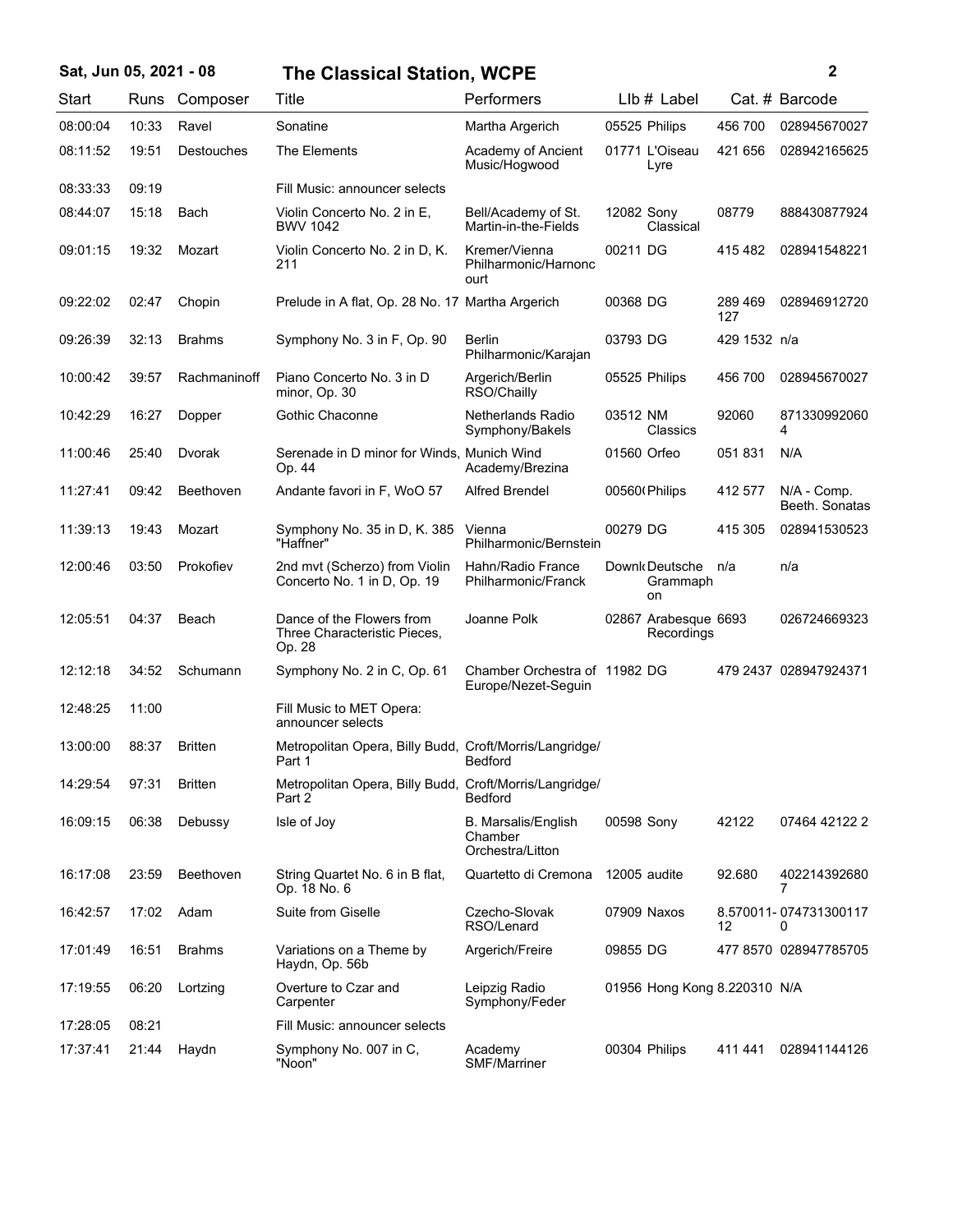# Sat, Jun 05, 2021 - 08 The Classical Station, WCPE

| Start | Runs | Composer | Title | Performers | Llb # | Label | Cat. # | Barcode |
|---|---|---|---|---|---|---|---|---|
| 08:00:04 | 10:33 | Ravel | Sonatine | Martha Argerich | 05525 | Philips | 456 700 | 028945670027 |
| 08:11:52 | 19:51 | Destouches | The Elements | Academy of Ancient Music/Hogwood | 01771 | L'Oiseau Lyre | 421 656 | 028942165625 |
| 08:33:33 | 09:19 | | Fill Music: announcer selects | | | | | |
| 08:44:07 | 15:18 | Bach | Violin Concerto No. 2 in E, BWV 1042 | Bell/Academy of St. Martin-in-the-Fields | 12082 | Sony Classical | 08779 | 888430877924 |
| 09:01:15 | 19:32 | Mozart | Violin Concerto No. 2 in D, K. 211 | Kremer/Vienna Philharmonic/Harnoncourt | 00211 | DG | 415 482 | 028941548221 |
| 09:22:02 | 02:47 | Chopin | Prelude in A flat, Op. 28 No. 17 | Martha Argerich | 00368 | DG | 289 469 127 | 028946912720 |
| 09:26:39 | 32:13 | Brahms | Symphony No. 3 in F, Op. 90 | Berlin Philharmonic/Karajan | 03793 | DG | 429 1532 | n/a |
| 10:00:42 | 39:57 | Rachmaninoff | Piano Concerto No. 3 in D minor, Op. 30 | Argerich/Berlin RSO/Chailly | 05525 | Philips | 456 700 | 028945670027 |
| 10:42:29 | 16:27 | Dopper | Gothic Chaconne | Netherlands Radio Symphony/Bakels | 03512 | NM Classics | 92060 | 8713309920604 |
| 11:00:46 | 25:40 | Dvorak | Serenade in D minor for Winds, Op. 44 | Munich Wind Academy/Brezina | 01560 | Orfeo | 051 831 | N/A |
| 11:27:41 | 09:42 | Beethoven | Andante favori in F, WoO 57 | Alfred Brendel | 00560( | Philips | 412 577 | N/A - Comp. Beeth. Sonatas |
| 11:39:13 | 19:43 | Mozart | Symphony No. 35 in D, K. 385 "Haffner" | Vienna Philharmonic/Bernstein | 00279 | DG | 415 305 | 028941530523 |
| 12:00:46 | 03:50 | Prokofiev | 2nd mvt (Scherzo) from Violin Concerto No. 1 in D, Op. 19 | Hahn/Radio France Philharmonic/Franck | Downl( | Deutsche Grammaphon | n/a | n/a |
| 12:05:51 | 04:37 | Beach | Dance of the Flowers from Three Characteristic Pieces, Op. 28 | Joanne Polk | 02867 | Arabesque Recordings | 6693 | 026724669323 |
| 12:12:18 | 34:52 | Schumann | Symphony No. 2 in C, Op. 61 | Chamber Orchestra of Europe/Nezet-Seguin | 11982 | DG | 479 2437 | 028947924371 |
| 12:48:25 | 11:00 | | Fill Music to MET Opera: announcer selects | | | | | |
| 13:00:00 | 88:37 | Britten | Metropolitan Opera, Billy Budd, Part 1 | Croft/Morris/Langridge/Bedford | | | | |
| 14:29:54 | 97:31 | Britten | Metropolitan Opera, Billy Budd, Part 2 | Croft/Morris/Langridge/Bedford | | | | |
| 16:09:15 | 06:38 | Debussy | Isle of Joy | B. Marsalis/English Chamber Orchestra/Litton | 00598 | Sony | 42122 | 07464 42122 2 |
| 16:17:08 | 23:59 | Beethoven | String Quartet No. 6 in B flat, Op. 18 No. 6 | Quartetto di Cremona | 12005 | audite | 92.680 | 4022143926807 |
| 16:42:57 | 17:02 | Adam | Suite from Giselle | Czecho-Slovak RSO/Lenard | 07909 | Naxos | 8.570011-12 | 0747313001170 |
| 17:01:49 | 16:51 | Brahms | Variations on a Theme by Haydn, Op. 56b | Argerich/Freire | 09855 | DG | 477 8570 | 028947785705 |
| 17:19:55 | 06:20 | Lortzing | Overture to Czar and Carpenter | Leipzig Radio Symphony/Feder | 01956 | Hong Kong | 8.220310 | N/A |
| 17:28:05 | 08:21 | | Fill Music: announcer selects | | | | | |
| 17:37:41 | 21:44 | Haydn | Symphony No. 007 in C, "Noon" | Academy SMF/Marriner | 00304 | Philips | 411 441 | 028941144126 |